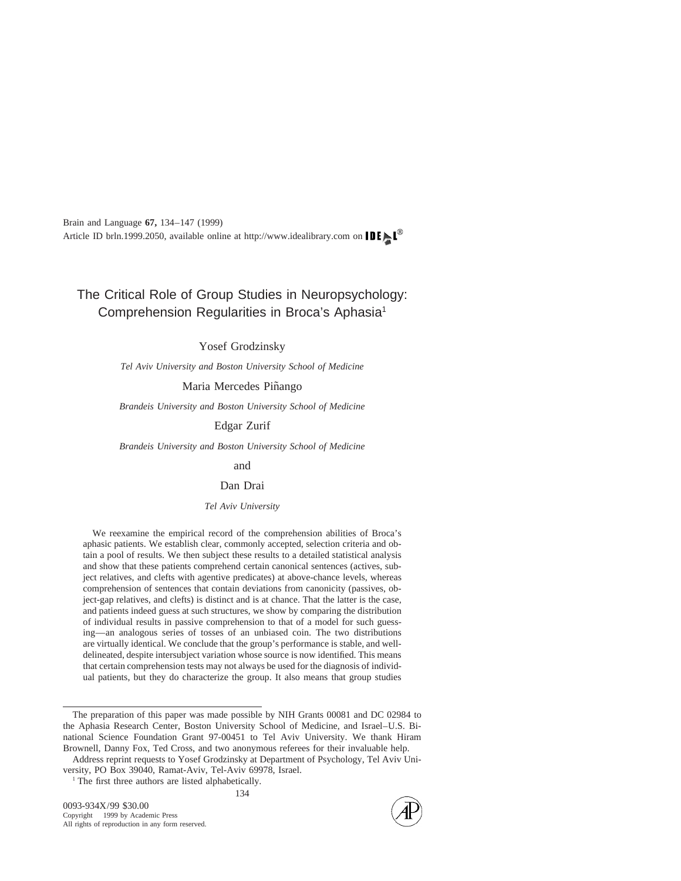# The Critical Role of Group Studies in Neuropsychology: Comprehension Regularities in Broca's Aphasia[1]

Yosef Grodzinsky

*Tel Aviv University and Boston University School of Medicine*

Maria Mercedes Piñango

*Brandeis University and Boston University School of Medicine*

Edgar Zurif

*Brandeis University and Boston University School of Medicine*

and

Dan Drai

*Tel Aviv University*

We reexamine the empirical record of the comprehension abilities of Broca's aphasic patients. We establish clear, commonly accepted, selection criteria and obtain a pool of results. We then subject these results to a detailed statistical analysis and show that these patients comprehend certain canonical sentences (actives, subject relatives, and clefts with agentive predicates) at above-chance levels, whereas comprehension of sentences that contain deviations from canonicity (passives, object-gap relatives, and clefts) is distinct and is at chance. That the latter is the case, and patients indeed guess at such structures, we show by comparing the distribution of individual results in passive comprehension to that of a model for such guessing—an analogous series of tosses of an unbiased coin. The two distributions are virtually identical. We conclude that the group's performance is stable, and well-delineated, despite intersubject variation whose source is now identified. This means that certain comprehension tests may not always be used for the diagnosis of individual patients, but they do characterize the group. It also means that group studies

---

The preparation of this paper was made possible by NIH Grants 00081 and DC 02984 to the Aphasia Research Center, Boston University School of Medicine, and Israel–U.S. Binational Science Foundation Grant 97-00451 to Tel Aviv University. We thank Hiram Brownell, Danny Fox, Ted Cross, and two anonymous referees for their invaluable help.

Address reprint requests to Yosef Grodzinsky at Department of Psychology, Tel Aviv University, PO Box 39040, Ramat-Aviv, Tel-Aviv 69978, Israel.

[1] The first three authors are listed alphabetically.

0093-934X/99 $30.00
Copyright 1999 by Academic Press
All rights of reproduction in any form reserved.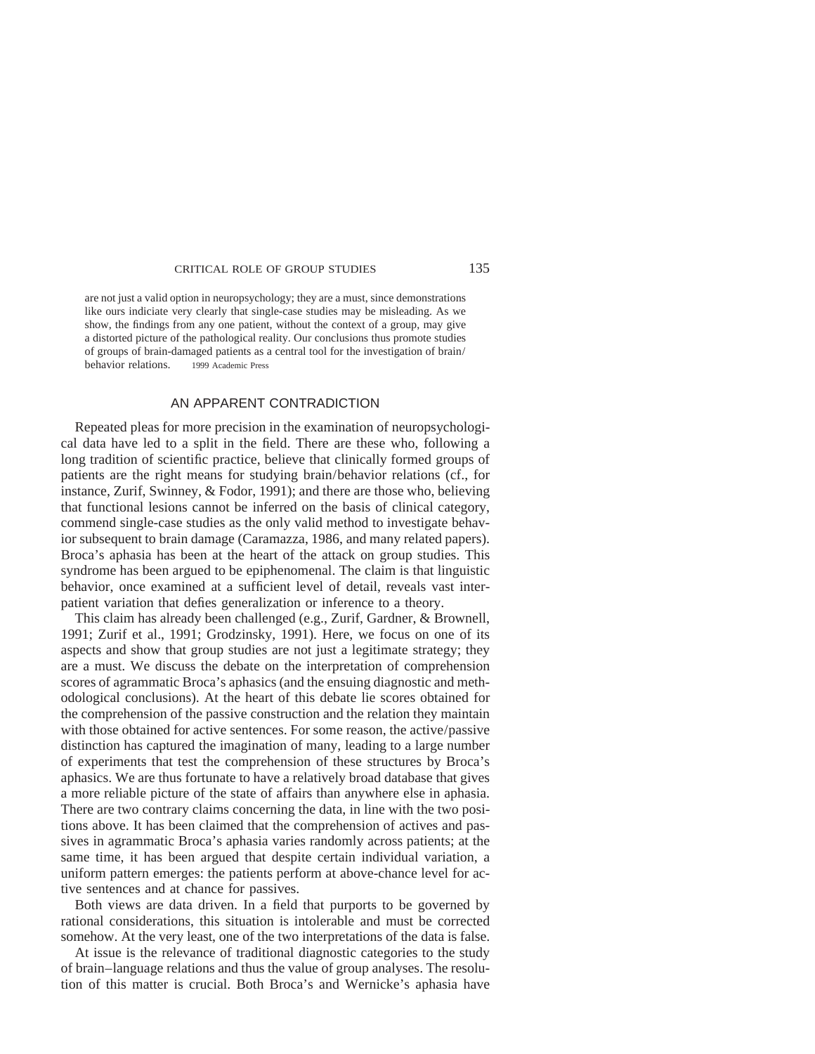are not just a valid option in neuropsychology; they are a must, since demonstrations like ours indiciate very clearly that single-case studies may be misleading. As we show, the findings from any one patient, without the context of a group, may give a distorted picture of the pathological reality. Our conclusions thus promote studies of groups of brain-damaged patients as a central tool for the investigation of brain/behavior relations. 1999 Academic Press

## AN APPARENT CONTRADICTION

Repeated pleas for more precision in the examination of neuropsychological data have led to a split in the field. There are these who, following a long tradition of scientific practice, believe that clinically formed groups of patients are the right means for studying brain/behavior relations (cf., for instance, Zurif, Swinney, & Fodor, 1991); and there are those who, believing that functional lesions cannot be inferred on the basis of clinical category, commend single-case studies as the only valid method to investigate behavior subsequent to brain damage (Caramazza, 1986, and many related papers). Broca's aphasia has been at the heart of the attack on group studies. This syndrome has been argued to be epiphenomenal. The claim is that linguistic behavior, once examined at a sufficient level of detail, reveals vast interpatient variation that defies generalization or inference to a theory.

This claim has already been challenged (e.g., Zurif, Gardner, & Brownell, 1991; Zurif et al., 1991; Grodzinsky, 1991). Here, we focus on one of its aspects and show that group studies are not just a legitimate strategy; they are a must. We discuss the debate on the interpretation of comprehension scores of agrammatic Broca's aphasics (and the ensuing diagnostic and methodological conclusions). At the heart of this debate lie scores obtained for the comprehension of the passive construction and the relation they maintain with those obtained for active sentences. For some reason, the active/passive distinction has captured the imagination of many, leading to a large number of experiments that test the comprehension of these structures by Broca's aphasics. We are thus fortunate to have a relatively broad database that gives a more reliable picture of the state of affairs than anywhere else in aphasia. There are two contrary claims concerning the data, in line with the two positions above. It has been claimed that the comprehension of actives and passives in agrammatic Broca's aphasia varies randomly across patients; at the same time, it has been argued that despite certain individual variation, a uniform pattern emerges: the patients perform at above-chance level for active sentences and at chance for passives.

Both views are data driven. In a field that purports to be governed by rational considerations, this situation is intolerable and must be corrected somehow. At the very least, one of the two interpretations of the data is false.

At issue is the relevance of traditional diagnostic categories to the study of brain–language relations and thus the value of group analyses. The resolution of this matter is crucial. Both Broca's and Wernicke's aphasia have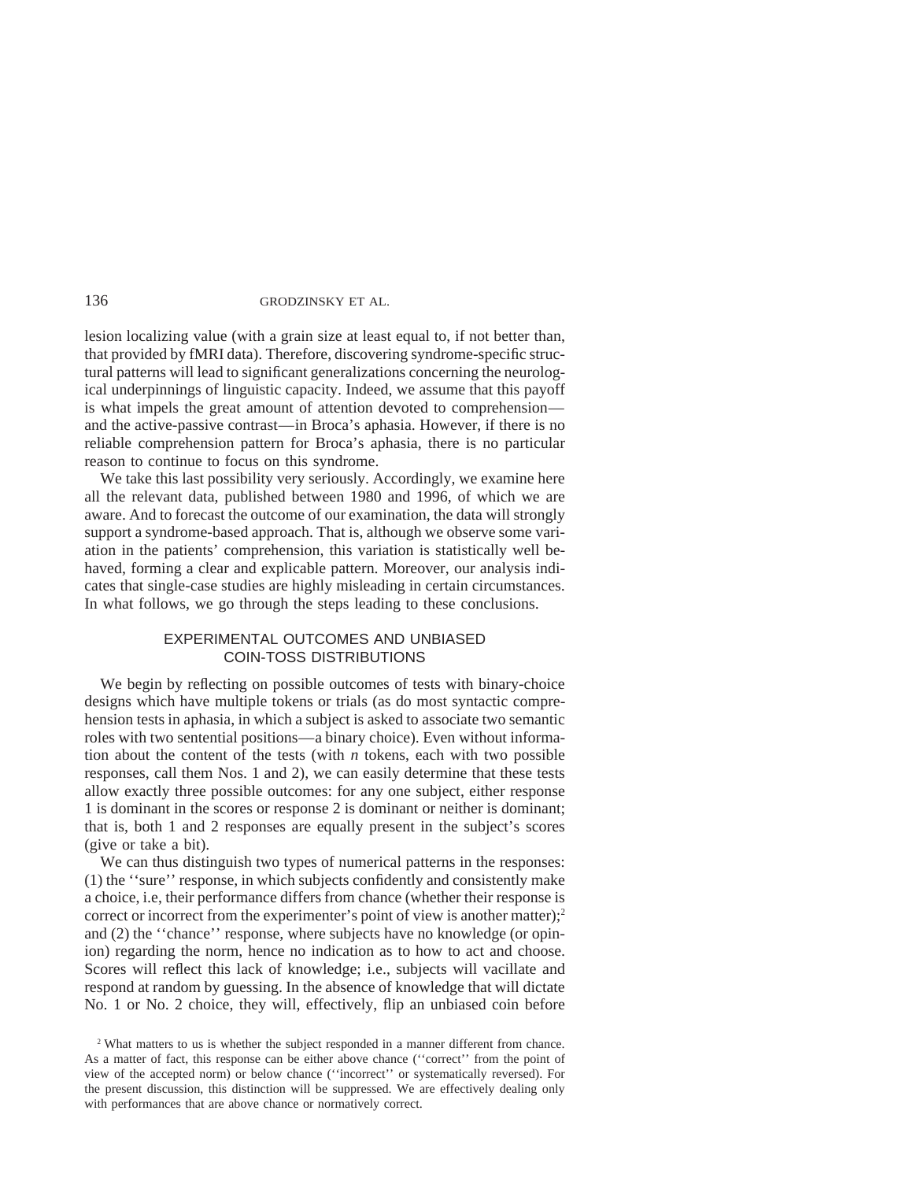lesion localizing value (with a grain size at least equal to, if not better than, that provided by fMRI data). Therefore, discovering syndrome-specific structural patterns will lead to significant generalizations concerning the neurological underpinnings of linguistic capacity. Indeed, we assume that this payoff is what impels the great amount of attention devoted to comprehension—and the active-passive contrast—in Broca's aphasia. However, if there is no reliable comprehension pattern for Broca's aphasia, there is no particular reason to continue to focus on this syndrome.

We take this last possibility very seriously. Accordingly, we examine here all the relevant data, published between 1980 and 1996, of which we are aware. And to forecast the outcome of our examination, the data will strongly support a syndrome-based approach. That is, although we observe some variation in the patients' comprehension, this variation is statistically well behaved, forming a clear and explicable pattern. Moreover, our analysis indicates that single-case studies are highly misleading in certain circumstances. In what follows, we go through the steps leading to these conclusions.

## EXPERIMENTAL OUTCOMES AND UNBIASED COIN-TOSS DISTRIBUTIONS

We begin by reflecting on possible outcomes of tests with binary-choice designs which have multiple tokens or trials (as do most syntactic comprehension tests in aphasia, in which a subject is asked to associate two semantic roles with two sentential positions—a binary choice). Even without information about the content of the tests (with *n* tokens, each with two possible responses, call them Nos. 1 and 2), we can easily determine that these tests allow exactly three possible outcomes: for any one subject, either response 1 is dominant in the scores or response 2 is dominant or neither is dominant; that is, both 1 and 2 responses are equally present in the subject's scores (give or take a bit).

We can thus distinguish two types of numerical patterns in the responses: (1) the ''sure'' response, in which subjects confidently and consistently make a choice, i.e, their performance differs from chance (whether their response is correct or incorrect from the experimenter's point of view is another matter);[2] and (2) the ''chance'' response, where subjects have no knowledge (or opinion) regarding the norm, hence no indication as to how to act and choose. Scores will reflect this lack of knowledge; i.e., subjects will vacillate and respond at random by guessing. In the absence of knowledge that will dictate No. 1 or No. 2 choice, they will, effectively, flip an unbiased coin before

[2] What matters to us is whether the subject responded in a manner different from chance. As a matter of fact, this response can be either above chance (''correct'' from the point of view of the accepted norm) or below chance (''incorrect'' or systematically reversed). For the present discussion, this distinction will be suppressed. We are effectively dealing only with performances that are above chance or normatively correct.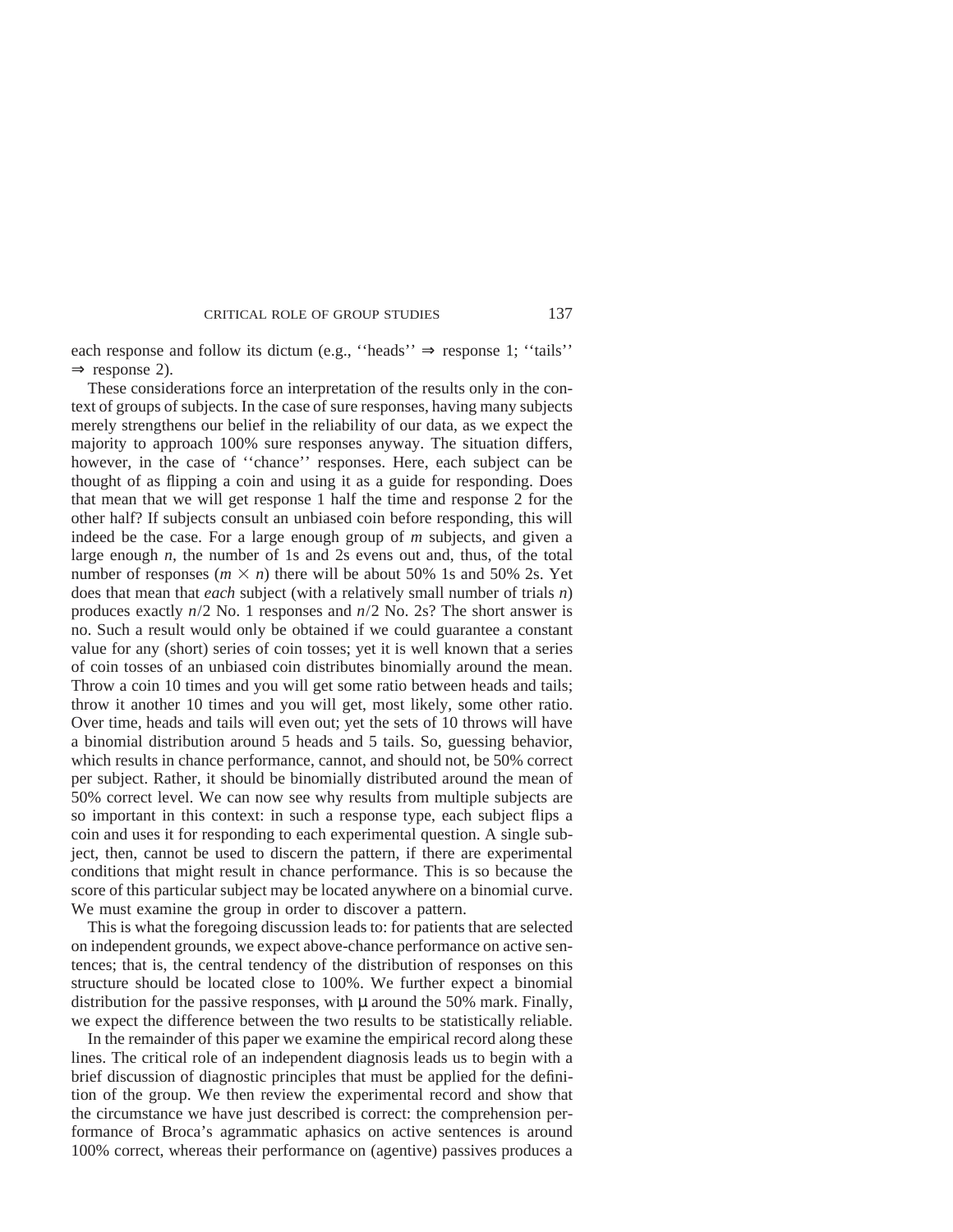each response and follow its dictum (e.g., ''heads'' ⇒ response 1; ''tails'' ⇒ response 2).

These considerations force an interpretation of the results only in the context of groups of subjects. In the case of sure responses, having many subjects merely strengthens our belief in the reliability of our data, as we expect the majority to approach 100% sure responses anyway. The situation differs, however, in the case of ''chance'' responses. Here, each subject can be thought of as flipping a coin and using it as a guide for responding. Does that mean that we will get response 1 half the time and response 2 for the other half? If subjects consult an unbiased coin before responding, this will indeed be the case. For a large enough group of $m$ subjects, and given a large enough $n$, the number of 1s and 2s evens out and, thus, of the total number of responses ($m \times n$) there will be about 50% 1s and 50% 2s. Yet does that mean that *each* subject (with a relatively small number of trials $n$) produces exactly $n/2$ No. 1 responses and $n/2$ No. 2s? The short answer is no. Such a result would only be obtained if we could guarantee a constant value for any (short) series of coin tosses; yet it is well known that a series of coin tosses of an unbiased coin distributes binomially around the mean. Throw a coin 10 times and you will get some ratio between heads and tails; throw it another 10 times and you will get, most likely, some other ratio. Over time, heads and tails will even out; yet the sets of 10 throws will have a binomial distribution around 5 heads and 5 tails. So, guessing behavior, which results in chance performance, cannot, and should not, be 50% correct per subject. Rather, it should be binomially distributed around the mean of 50% correct level. We can now see why results from multiple subjects are so important in this context: in such a response type, each subject flips a coin and uses it for responding to each experimental question. A single subject, then, cannot be used to discern the pattern, if there are experimental conditions that might result in chance performance. This is so because the score of this particular subject may be located anywhere on a binomial curve. We must examine the group in order to discover a pattern.

This is what the foregoing discussion leads to: for patients that are selected on independent grounds, we expect above-chance performance on active sentences; that is, the central tendency of the distribution of responses on this structure should be located close to 100%. We further expect a binomial distribution for the passive responses, with $\mu$ around the 50% mark. Finally, we expect the difference between the two results to be statistically reliable.

In the remainder of this paper we examine the empirical record along these lines. The critical role of an independent diagnosis leads us to begin with a brief discussion of diagnostic principles that must be applied for the definition of the group. We then review the experimental record and show that the circumstance we have just described is correct: the comprehension performance of Broca's agrammatic aphasics on active sentences is around 100% correct, whereas their performance on (agentive) passives produces a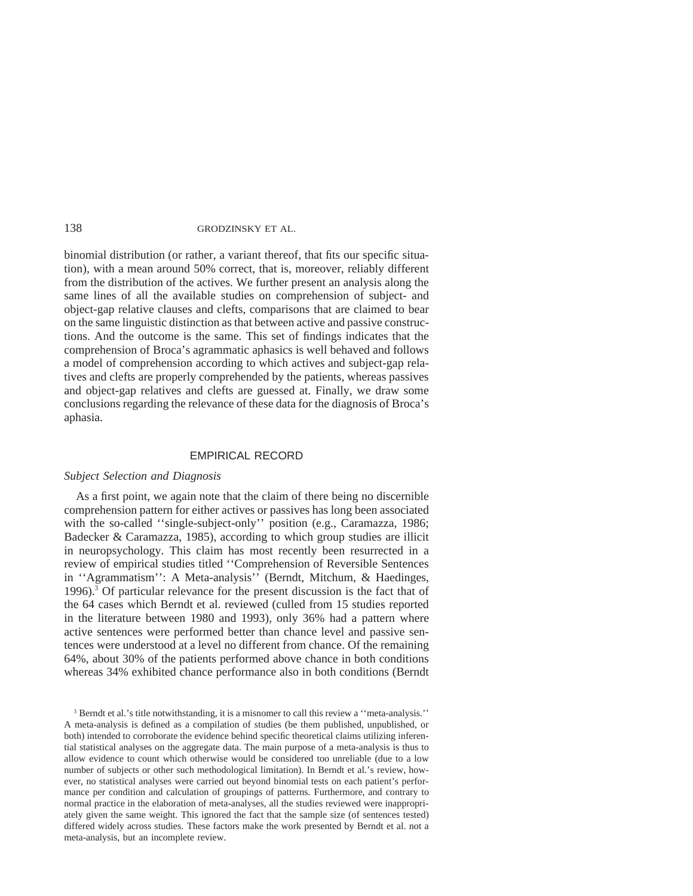binomial distribution (or rather, a variant thereof, that fits our specific situation), with a mean around 50% correct, that is, moreover, reliably different from the distribution of the actives. We further present an analysis along the same lines of all the available studies on comprehension of subject- and object-gap relative clauses and clefts, comparisons that are claimed to bear on the same linguistic distinction as that between active and passive constructions. And the outcome is the same. This set of findings indicates that the comprehension of Broca's agrammatic aphasics is well behaved and follows a model of comprehension according to which actives and subject-gap relatives and clefts are properly comprehended by the patients, whereas passives and object-gap relatives and clefts are guessed at. Finally, we draw some conclusions regarding the relevance of these data for the diagnosis of Broca's aphasia.

## EMPIRICAL RECORD

### *Subject Selection and Diagnosis*

As a first point, we again note that the claim of there being no discernible comprehension pattern for either actives or passives has long been associated with the so-called ''single-subject-only'' position (e.g., Caramazza, 1986; Badecker & Caramazza, 1985), according to which group studies are illicit in neuropsychology. This claim has most recently been resurrected in a review of empirical studies titled ''Comprehension of Reversible Sentences in ''Agrammatism'': A Meta-analysis'' (Berndt, Mitchum, & Haedinges, 1996).[3] Of particular relevance for the present discussion is the fact that of the 64 cases which Berndt et al. reviewed (culled from 15 studies reported in the literature between 1980 and 1993), only 36% had a pattern where active sentences were performed better than chance level and passive sentences were understood at a level no different from chance. Of the remaining 64%, about 30% of the patients performed above chance in both conditions whereas 34% exhibited chance performance also in both conditions (Berndt

[3] Berndt et al.'s title notwithstanding, it is a misnomer to call this review a ''meta-analysis.'' A meta-analysis is defined as a compilation of studies (be them published, unpublished, or both) intended to corroborate the evidence behind specific theoretical claims utilizing inferential statistical analyses on the aggregate data. The main purpose of a meta-analysis is thus to allow evidence to count which otherwise would be considered too unreliable (due to a low number of subjects or other such methodological limitation). In Berndt et al.'s review, however, no statistical analyses were carried out beyond binomial tests on each patient's performance per condition and calculation of groupings of patterns. Furthermore, and contrary to normal practice in the elaboration of meta-analyses, all the studies reviewed were inappropriately given the same weight. This ignored the fact that the sample size (of sentences tested) differed widely across studies. These factors make the work presented by Berndt et al. not a meta-analysis, but an incomplete review.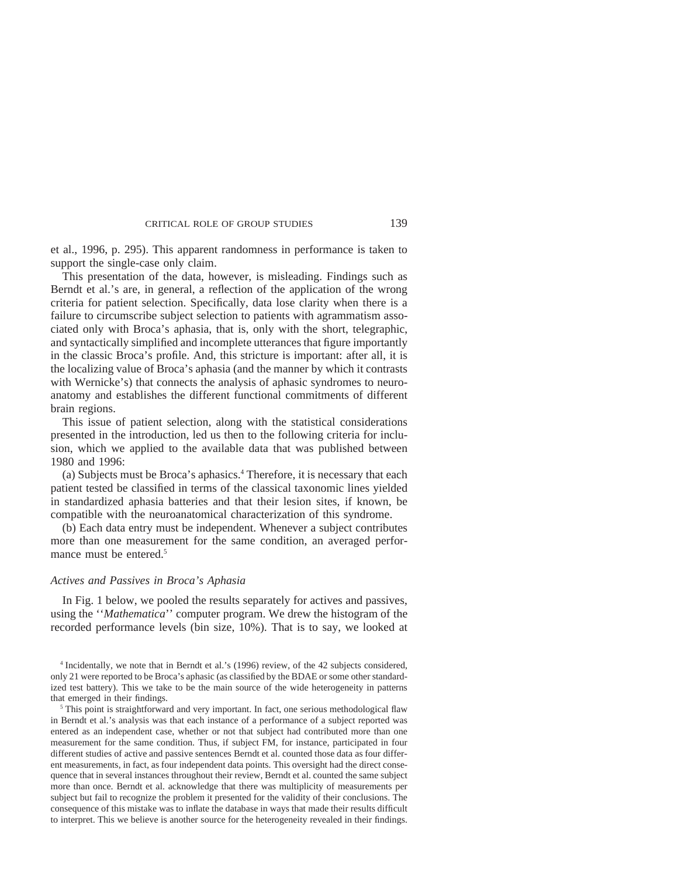et al., 1996, p. 295). This apparent randomness in performance is taken to support the single-case only claim.

This presentation of the data, however, is misleading. Findings such as Berndt et al.'s are, in general, a reflection of the application of the wrong criteria for patient selection. Specifically, data lose clarity when there is a failure to circumscribe subject selection to patients with agrammatism associated only with Broca's aphasia, that is, only with the short, telegraphic, and syntactically simplified and incomplete utterances that figure importantly in the classic Broca's profile. And, this stricture is important: after all, it is the localizing value of Broca's aphasia (and the manner by which it contrasts with Wernicke's) that connects the analysis of aphasic syndromes to neuroanatomy and establishes the different functional commitments of different brain regions.

This issue of patient selection, along with the statistical considerations presented in the introduction, led us then to the following criteria for inclusion, which we applied to the available data that was published between 1980 and 1996:

(a) Subjects must be Broca's aphasics.[4] Therefore, it is necessary that each patient tested be classified in terms of the classical taxonomic lines yielded in standardized aphasia batteries and that their lesion sites, if known, be compatible with the neuroanatomical characterization of this syndrome.

(b) Each data entry must be independent. Whenever a subject contributes more than one measurement for the same condition, an averaged performance must be entered.[5]

### *Actives and Passives in Broca's Aphasia*

In Fig. 1 below, we pooled the results separately for actives and passives, using the ''*Mathematica*'' computer program. We drew the histogram of the recorded performance levels (bin size, 10%). That is to say, we looked at

[4] Incidentally, we note that in Berndt et al.'s (1996) review, of the 42 subjects considered, only 21 were reported to be Broca's aphasic (as classified by the BDAE or some other standardized test battery). This we take to be the main source of the wide heterogeneity in patterns that emerged in their findings.

[5] This point is straightforward and very important. In fact, one serious methodological flaw in Berndt et al.'s analysis was that each instance of a performance of a subject reported was entered as an independent case, whether or not that subject had contributed more than one measurement for the same condition. Thus, if subject FM, for instance, participated in four different studies of active and passive sentences Berndt et al. counted those data as four different measurements, in fact, as four independent data points. This oversight had the direct consequence that in several instances throughout their review, Berndt et al. counted the same subject more than once. Berndt et al. acknowledge that there was multiplicity of measurements per subject but fail to recognize the problem it presented for the validity of their conclusions. The consequence of this mistake was to inflate the database in ways that made their results difficult to interpret. This we believe is another source for the heterogeneity revealed in their findings.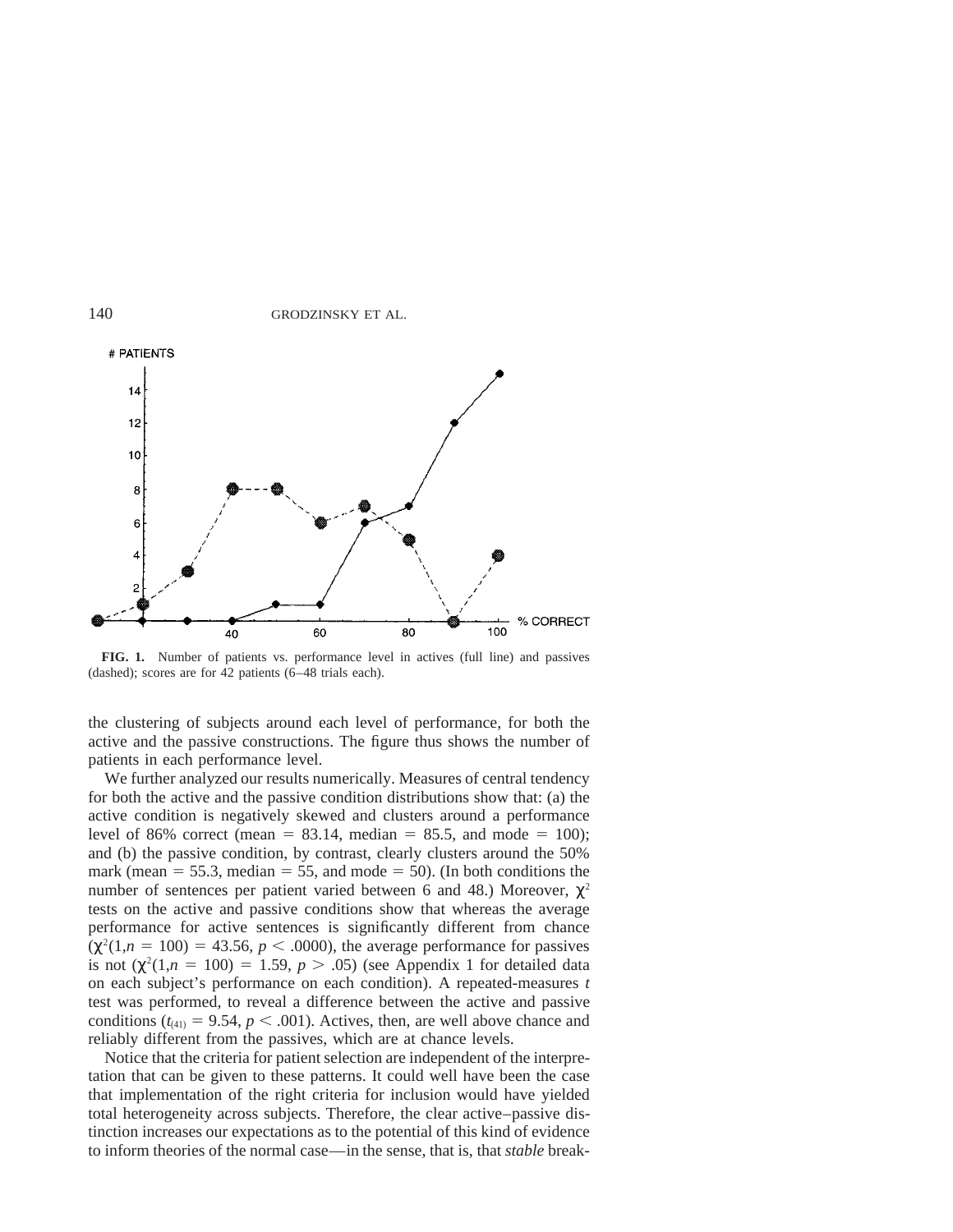**FIG. 1.** Number of patients vs. performance level in actives (full line) and passives (dashed); scores are for 42 patients (6–48 trials each).

the clustering of subjects around each level of performance, for both the active and the passive constructions. The figure thus shows the number of patients in each performance level.

We further analyzed our results numerically. Measures of central tendency for both the active and the passive condition distributions show that: (a) the active condition is negatively skewed and clusters around a performance level of 86% correct (mean = 83.14, median = 85.5, and mode = 100); and (b) the passive condition, by contrast, clearly clusters around the 50% mark (mean = 55.3, median = 55, and mode = 50). (In both conditions the number of sentences per patient varied between 6 and 48.) Moreover, $\chi^2$ tests on the active and passive conditions show that whereas the average performance for active sentences is significantly different from chance ($\chi^2(1, n = 100) = 43.56$, $p < .0000$), the average performance for passives is not ($\chi^2(1, n = 100) = 1.59$, $p > .05$) (see Appendix 1 for detailed data on each subject's performance on each condition). A repeated-measures *t* test was performed, to reveal a difference between the active and passive conditions ($t_{(41)} = 9.54$, $p < .001$). Actives, then, are well above chance and reliably different from the passives, which are at chance levels.

Notice that the criteria for patient selection are independent of the interpretation that can be given to these patterns. It could well have been the case that implementation of the right criteria for inclusion would have yielded total heterogeneity across subjects. Therefore, the clear active–passive distinction increases our expectations as to the potential of this kind of evidence to inform theories of the normal case—in the sense, that is, that *stable* break-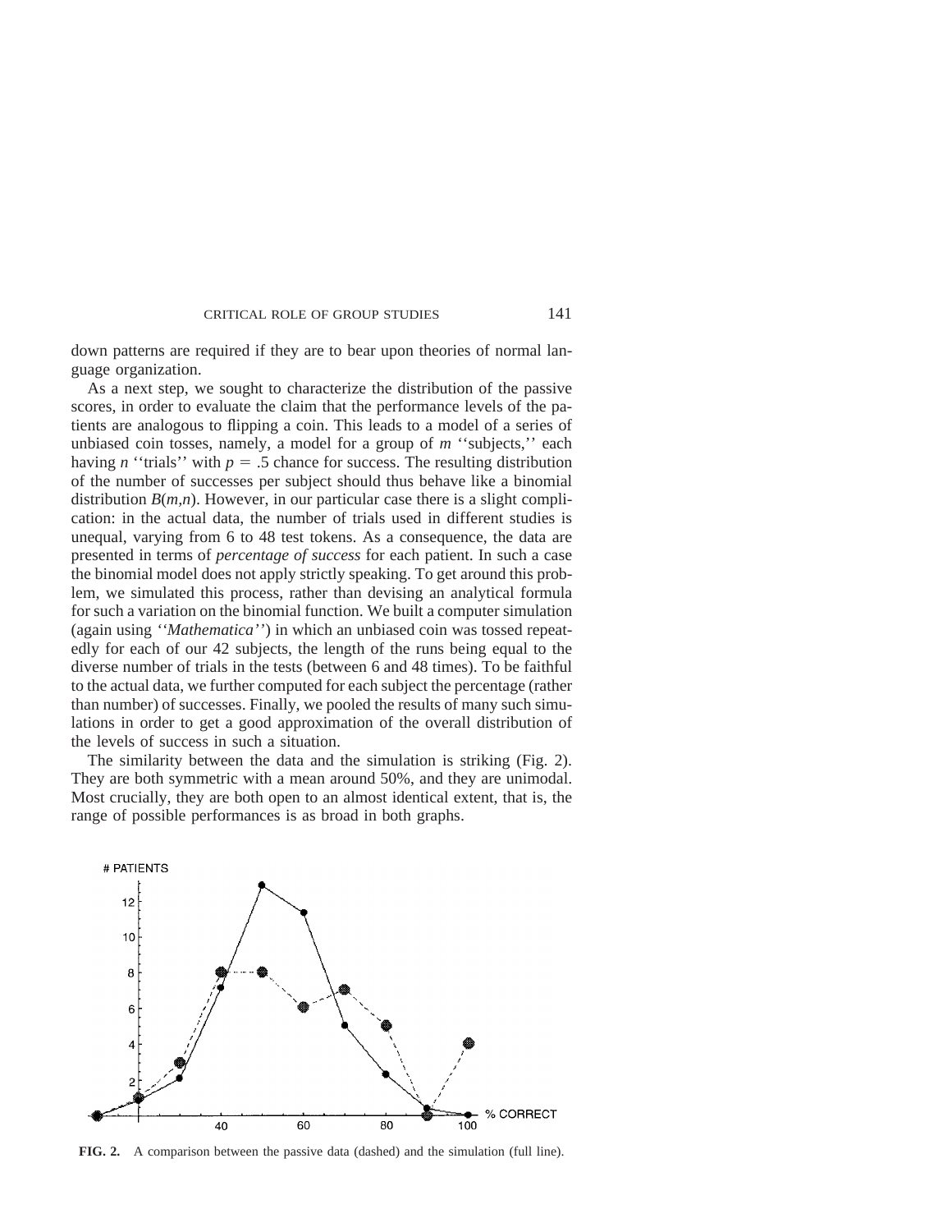down patterns are required if they are to bear upon theories of normal language organization.

As a next step, we sought to characterize the distribution of the passive scores, in order to evaluate the claim that the performance levels of the patients are analogous to flipping a coin. This leads to a model of a series of unbiased coin tosses, namely, a model for a group of $m$ ''subjects,'' each having $n$ ''trials'' with $p = .5$ chance for success. The resulting distribution of the number of successes per subject should thus behave like a binomial distribution $B(m,n)$. However, in our particular case there is a slight complication: in the actual data, the number of trials used in different studies is unequal, varying from 6 to 48 test tokens. As a consequence, the data are presented in terms of *percentage of success* for each patient. In such a case the binomial model does not apply strictly speaking. To get around this problem, we simulated this process, rather than devising an analytical formula for such a variation on the binomial function. We built a computer simulation (again using ''*Mathematica*'') in which an unbiased coin was tossed repeatedly for each of our 42 subjects, the length of the runs being equal to the diverse number of trials in the tests (between 6 and 48 times). To be faithful to the actual data, we further computed for each subject the percentage (rather than number) of successes. Finally, we pooled the results of many such simulations in order to get a good approximation of the overall distribution of the levels of success in such a situation.

The similarity between the data and the simulation is striking (Fig. 2). They are both symmetric with a mean around 50%, and they are unimodal. Most crucially, they are both open to an almost identical extent, that is, the range of possible performances is as broad in both graphs.

**FIG. 2.** A comparison between the passive data (dashed) and the simulation (full line).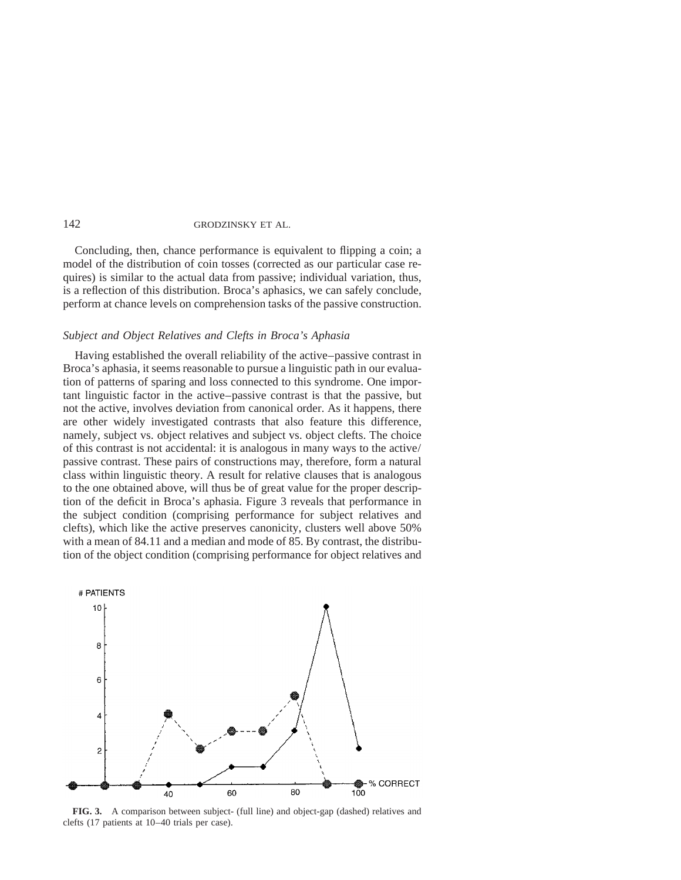Concluding, then, chance performance is equivalent to flipping a coin; a model of the distribution of coin tosses (corrected as our particular case requires) is similar to the actual data from passive; individual variation, thus, is a reflection of this distribution. Broca's aphasics, we can safely conclude, perform at chance levels on comprehension tasks of the passive construction.

### *Subject and Object Relatives and Clefts in Broca's Aphasia*

Having established the overall reliability of the active–passive contrast in Broca's aphasia, it seems reasonable to pursue a linguistic path in our evaluation of patterns of sparing and loss connected to this syndrome. One important linguistic factor in the active–passive contrast is that the passive, but not the active, involves deviation from canonical order. As it happens, there are other widely investigated contrasts that also feature this difference, namely, subject vs. object relatives and subject vs. object clefts. The choice of this contrast is not accidental: it is analogous in many ways to the active/passive contrast. These pairs of constructions may, therefore, form a natural class within linguistic theory. A result for relative clauses that is analogous to the one obtained above, will thus be of great value for the proper description of the deficit in Broca's aphasia. Figure 3 reveals that performance in the subject condition (comprising performance for subject relatives and clefts), which like the active preserves canonicity, clusters well above 50% with a mean of 84.11 and a median and mode of 85. By contrast, the distribution of the object condition (comprising performance for object relatives and

**FIG. 3.** A comparison between subject- (full line) and object-gap (dashed) relatives and clefts (17 patients at 10–40 trials per case).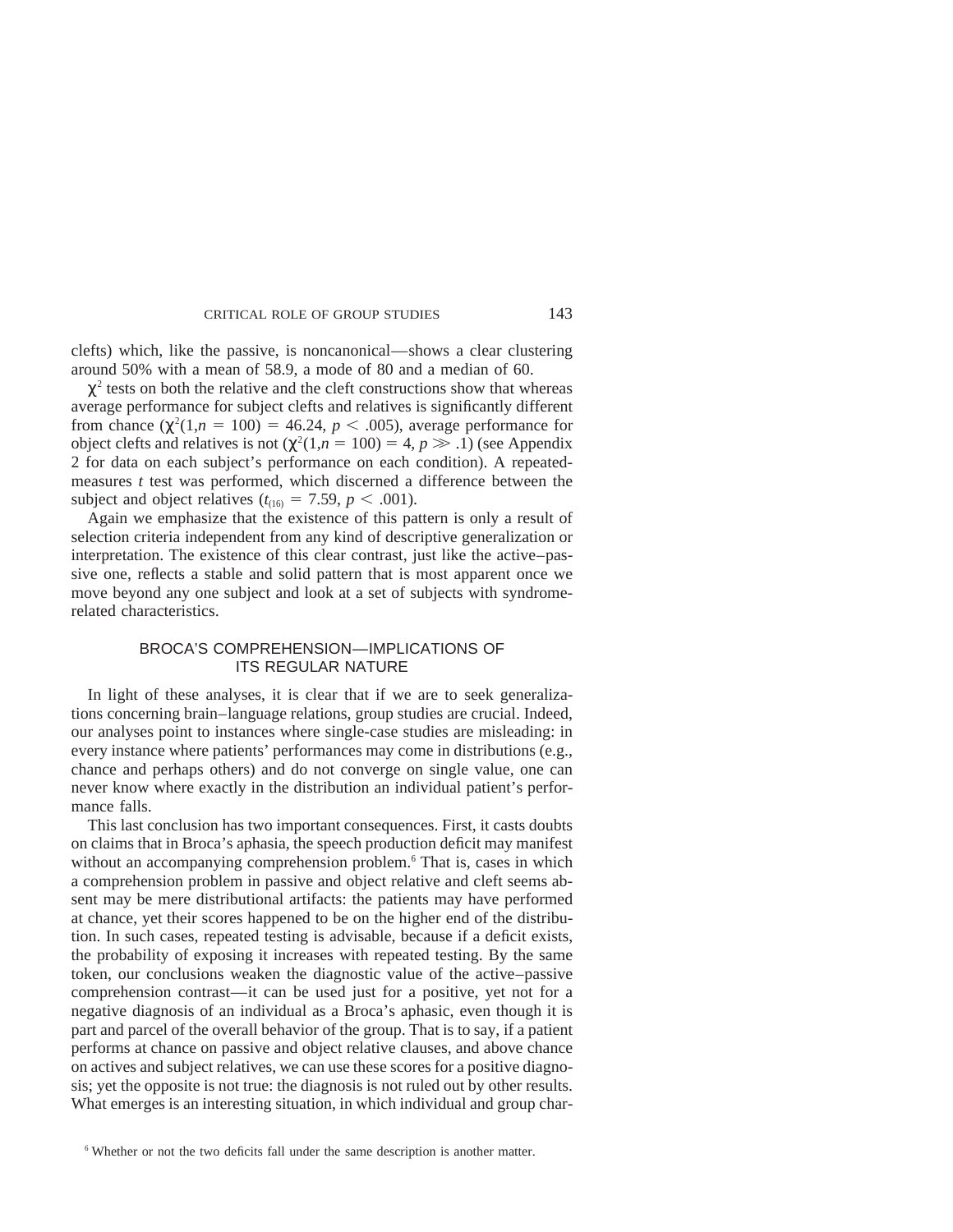clefts) which, like the passive, is noncanonical—shows a clear clustering around 50% with a mean of 58.9, a mode of 80 and a median of 60.

$\chi^2$ tests on both the relative and the cleft constructions show that whereas average performance for subject clefts and relatives is significantly different from chance ($\chi^2(1, n = 100) = 46.24$, $p < .005$), average performance for object clefts and relatives is not ($\chi^2(1, n = 100) = 4$, $p \gg .1$) (see Appendix 2 for data on each subject's performance on each condition). A repeated-measures *t* test was performed, which discerned a difference between the subject and object relatives ($t_{(16)} = 7.59$, $p < .001$).

Again we emphasize that the existence of this pattern is only a result of selection criteria independent from any kind of descriptive generalization or interpretation. The existence of this clear contrast, just like the active–passive one, reflects a stable and solid pattern that is most apparent once we move beyond any one subject and look at a set of subjects with syndrome-related characteristics.

## BROCA'S COMPREHENSION—IMPLICATIONS OF ITS REGULAR NATURE

In light of these analyses, it is clear that if we are to seek generalizations concerning brain–language relations, group studies are crucial. Indeed, our analyses point to instances where single-case studies are misleading: in every instance where patients' performances may come in distributions (e.g., chance and perhaps others) and do not converge on single value, one can never know where exactly in the distribution an individual patient's performance falls.

This last conclusion has two important consequences. First, it casts doubts on claims that in Broca's aphasia, the speech production deficit may manifest without an accompanying comprehension problem.[6] That is, cases in which a comprehension problem in passive and object relative and cleft seems absent may be mere distributional artifacts: the patients may have performed at chance, yet their scores happened to be on the higher end of the distribution. In such cases, repeated testing is advisable, because if a deficit exists, the probability of exposing it increases with repeated testing. By the same token, our conclusions weaken the diagnostic value of the active–passive comprehension contrast—it can be used just for a positive, yet not for a negative diagnosis of an individual as a Broca's aphasic, even though it is part and parcel of the overall behavior of the group. That is to say, if a patient performs at chance on passive and object relative clauses, and above chance on actives and subject relatives, we can use these scores for a positive diagnosis; yet the opposite is not true: the diagnosis is not ruled out by other results. What emerges is an interesting situation, in which individual and group char-

[6] Whether or not the two deficits fall under the same description is another matter.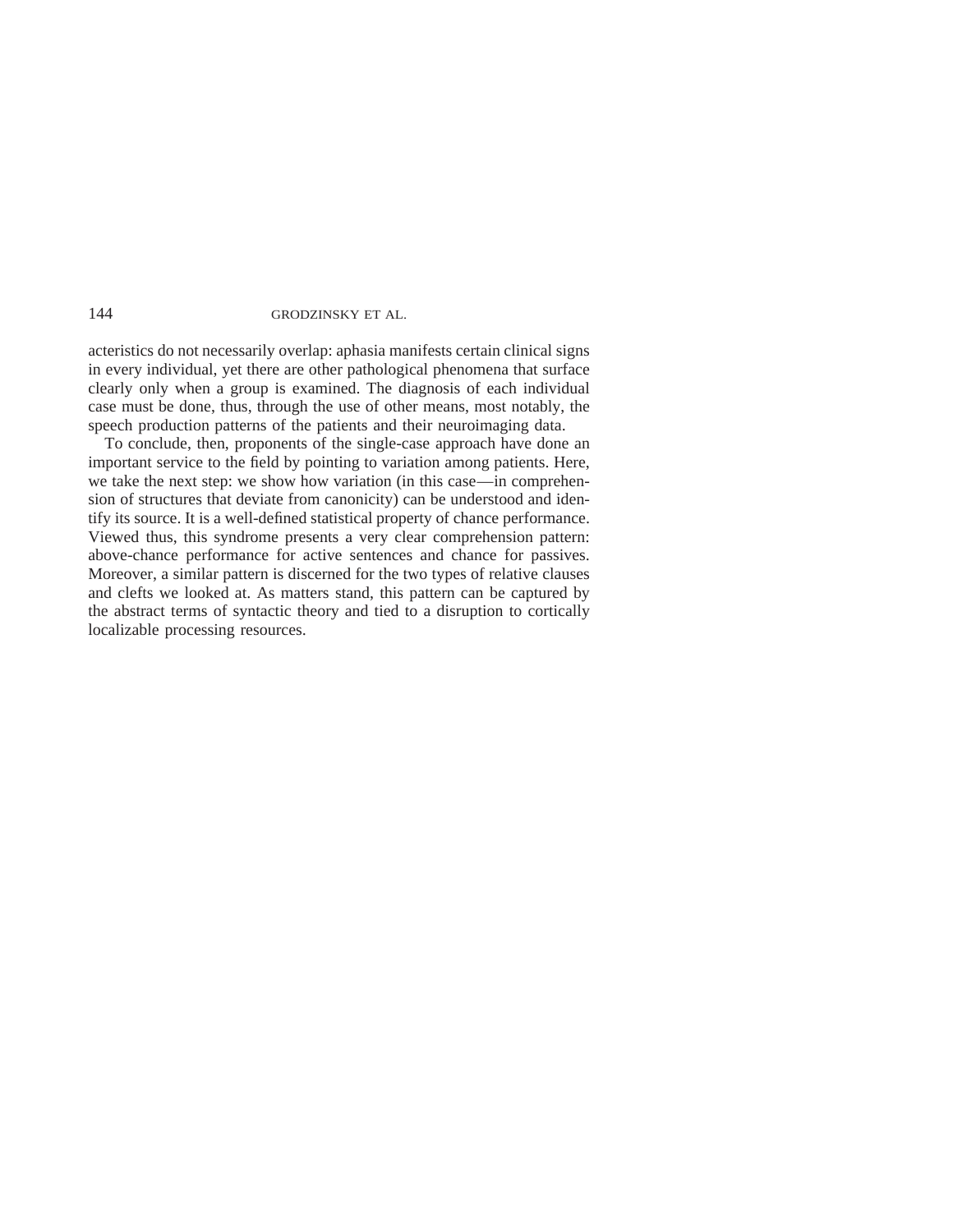acteristics do not necessarily overlap: aphasia manifests certain clinical signs in every individual, yet there are other pathological phenomena that surface clearly only when a group is examined. The diagnosis of each individual case must be done, thus, through the use of other means, most notably, the speech production patterns of the patients and their neuroimaging data.

To conclude, then, proponents of the single-case approach have done an important service to the field by pointing to variation among patients. Here, we take the next step: we show how variation (in this case—in comprehension of structures that deviate from canonicity) can be understood and identify its source. It is a well-defined statistical property of chance performance. Viewed thus, this syndrome presents a very clear comprehension pattern: above-chance performance for active sentences and chance for passives. Moreover, a similar pattern is discerned for the two types of relative clauses and clefts we looked at. As matters stand, this pattern can be captured by the abstract terms of syntactic theory and tied to a disruption to cortically localizable processing resources.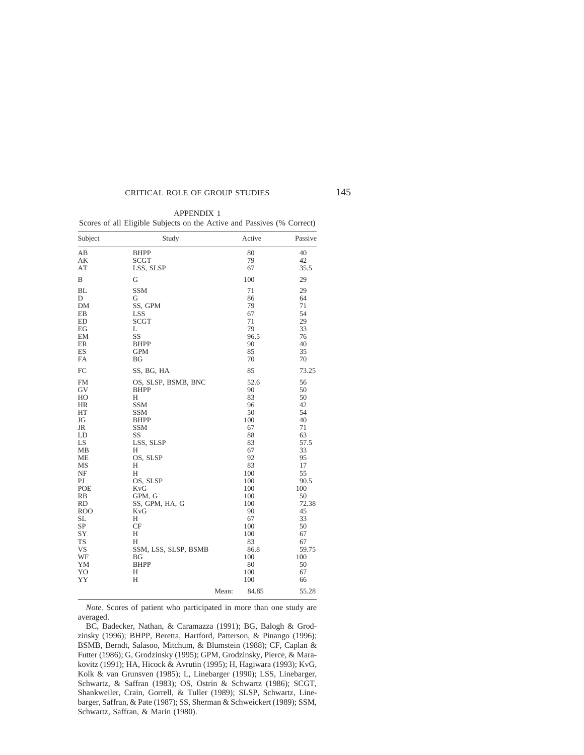## APPENDIX 1

Scores of all Eligible Subjects on the Active and Passives (% Correct)

| Subject | Study | Active | Passive |
|---|---|---|---|
| AB | BHPP | 80 | 40 |
| AK | SCGT | 79 | 42 |
| AT | LSS, SLSP | 67 | 35.5 |
| B | G | 100 | 29 |
| BL | SSM | 71 | 29 |
| D | G | 86 | 64 |
| DM | SS, GPM | 79 | 71 |
| EB | LSS | 67 | 54 |
| ED | SCGT | 71 | 29 |
| EG | L | 79 | 33 |
| EM | SS | 96.5 | 76 |
| ER | BHPP | 90 | 40 |
| ES | GPM | 85 | 35 |
| FA | BG | 70 | 70 |
| FC | SS, BG, HA | 85 | 73.25 |
| FM | OS, SLSP, BSMB, BNC | 52.6 | 56 |
| GV | BHPP | 90 | 50 |
| HO | H | 83 | 50 |
| HR | SSM | 96 | 42 |
| HT | SSM | 50 | 54 |
| JG | BHPP | 100 | 40 |
| JR | SSM | 67 | 71 |
| LD | SS | 88 | 63 |
| LS | LSS, SLSP | 83 | 57.5 |
| MB | H | 67 | 33 |
| ME | OS, SLSP | 92 | 95 |
| MS | H | 83 | 17 |
| NF | H | 100 | 55 |
| PJ | OS, SLSP | 100 | 90.5 |
| POE | KvG | 100 | 100 |
| RB | GPM, G | 100 | 50 |
| RD | SS, GPM, HA, G | 100 | 72.38 |
| ROO | KvG | 90 | 45 |
| SL | H | 67 | 33 |
| SP | CF | 100 | 50 |
| SY | H | 100 | 67 |
| TS | H | 83 | 67 |
| VS | SSM, LSS, SLSP, BSMB | 86.8 | 59.75 |
| WF | BG | 100 | 100 |
| YM | BHPP | 80 | 50 |
| YO | H | 100 | 67 |
| YY | H | 100 | 66 |
| | Mean: | 84.85 | 55.28 |

*Note.* Scores of patient who participated in more than one study are averaged.

BC, Badecker, Nathan, & Caramazza (1991); BG, Balogh & Grodzinsky (1996); BHPP, Beretta, Hartford, Patterson, & Pinango (1996); BSMB, Berndt, Salasoo, Mitchum, & Blumstein (1988); CF, Caplan & Futter (1986); G, Grodzinsky (1995); GPM, Grodzinsky, Pierce, & Marakovitz (1991); HA, Hicock & Avrutin (1995); H, Hagiwara (1993); KvG, Kolk & van Grunsven (1985); L, Linebarger (1990); LSS, Linebarger, Schwartz, & Saffran (1983); OS, Ostrin & Schwartz (1986); SCGT, Shankweiler, Crain, Gorrell, & Tuller (1989); SLSP, Schwartz, Linebarger, Saffran, & Pate (1987); SS, Sherman & Schweickert (1989); SSM, Schwartz, Saffran, & Marin (1980).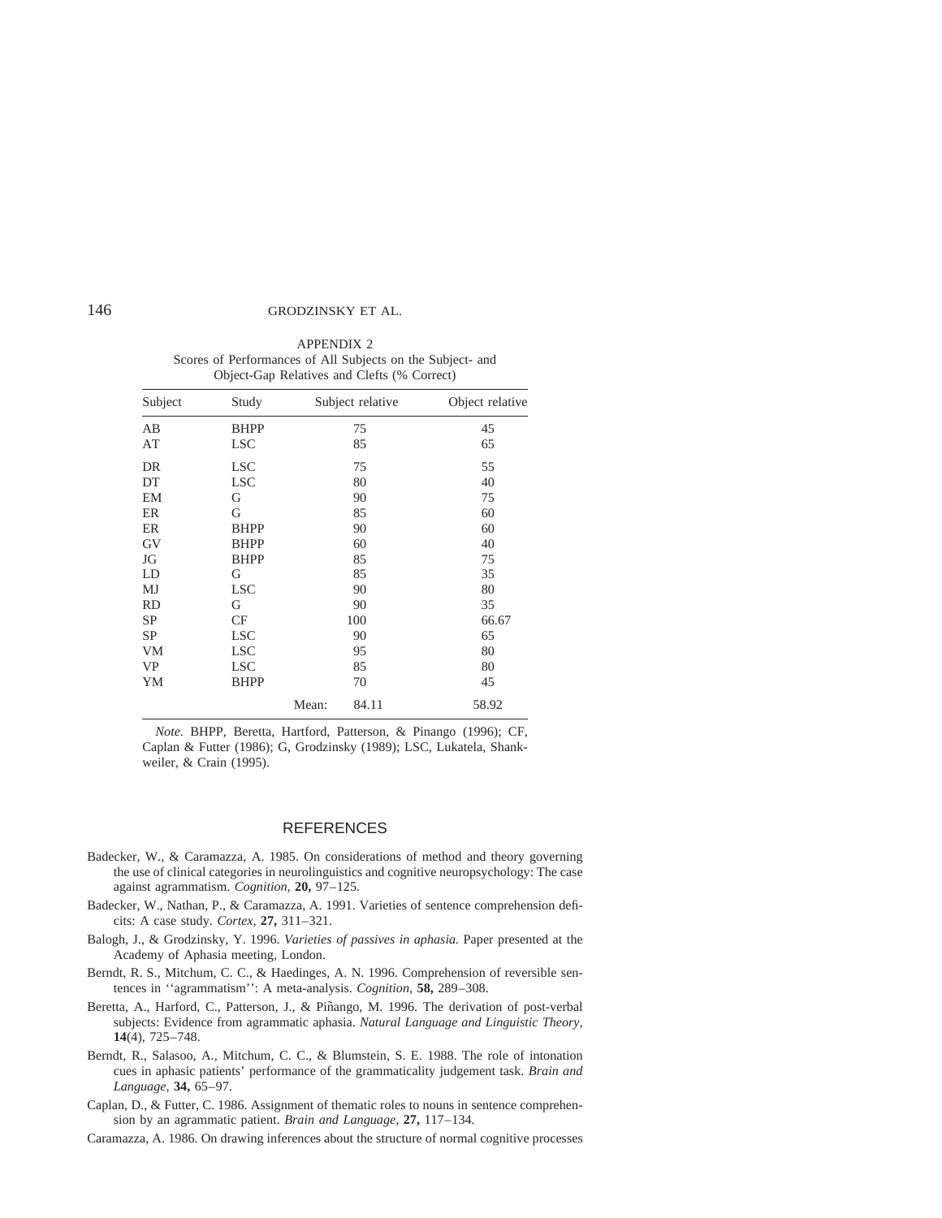APPENDIX 2
Scores of Performances of All Subjects on the Subject- and Object-Gap Relatives and Clefts (% Correct)

| Subject | Study | Subject relative | Object relative |
|---|---|---|---|
| AB | BHPP | 75 | 45 |
| AT | LSC | 85 | 65 |
| DR | LSC | 75 | 55 |
| DT | LSC | 80 | 40 |
| EM | G | 90 | 75 |
| ER | G | 85 | 60 |
| ER | BHPP | 90 | 60 |
| GV | BHPP | 60 | 40 |
| JG | BHPP | 85 | 75 |
| LD | G | 85 | 35 |
| MJ | LSC | 90 | 80 |
| RD | G | 90 | 35 |
| SP | CF | 100 | 66.67 |
| SP | LSC | 90 | 65 |
| VM | LSC | 95 | 80 |
| VP | LSC | 85 | 80 |
| YM | BHPP | 70 | 45 |
| | | Mean: 84.11 | 58.92 |

*Note.* BHPP, Beretta, Hartford, Patterson, & Pinango (1996); CF, Caplan & Futter (1986); G, Grodzinsky (1989); LSC, Lukatela, Shankweiler, & Crain (1995).

## REFERENCES

Badecker, W., & Caramazza, A. 1985. On considerations of method and theory governing the use of clinical categories in neurolinguistics and cognitive neuropsychology: The case against agrammatism. *Cognition,* **20,** 97–125.

Badecker, W., Nathan, P., & Caramazza, A. 1991. Varieties of sentence comprehension deficits: A case study. *Cortex,* **27,** 311–321.

Balogh, J., & Grodzinsky, Y. 1996. *Varieties of passives in aphasia.* Paper presented at the Academy of Aphasia meeting, London.

Berndt, R. S., Mitchum, C. C., & Haedinges, A. N. 1996. Comprehension of reversible sentences in ''agrammatism'': A meta-analysis. *Cognition,* **58,** 289–308.

Beretta, A., Harford, C., Patterson, J., & Piñango, M. 1996. The derivation of post-verbal subjects: Evidence from agrammatic aphasia. *Natural Language and Linguistic Theory,* **14**(4), 725–748.

Berndt, R., Salasoo, A., Mitchum, C. C., & Blumstein, S. E. 1988. The role of intonation cues in aphasic patients' performance of the grammaticality judgement task. *Brain and Language,* **34,** 65–97.

Caplan, D., & Futter, C. 1986. Assignment of thematic roles to nouns in sentence comprehension by an agrammatic patient. *Brain and Language,* **27,** 117–134.

Caramazza, A. 1986. On drawing inferences about the structure of normal cognitive processes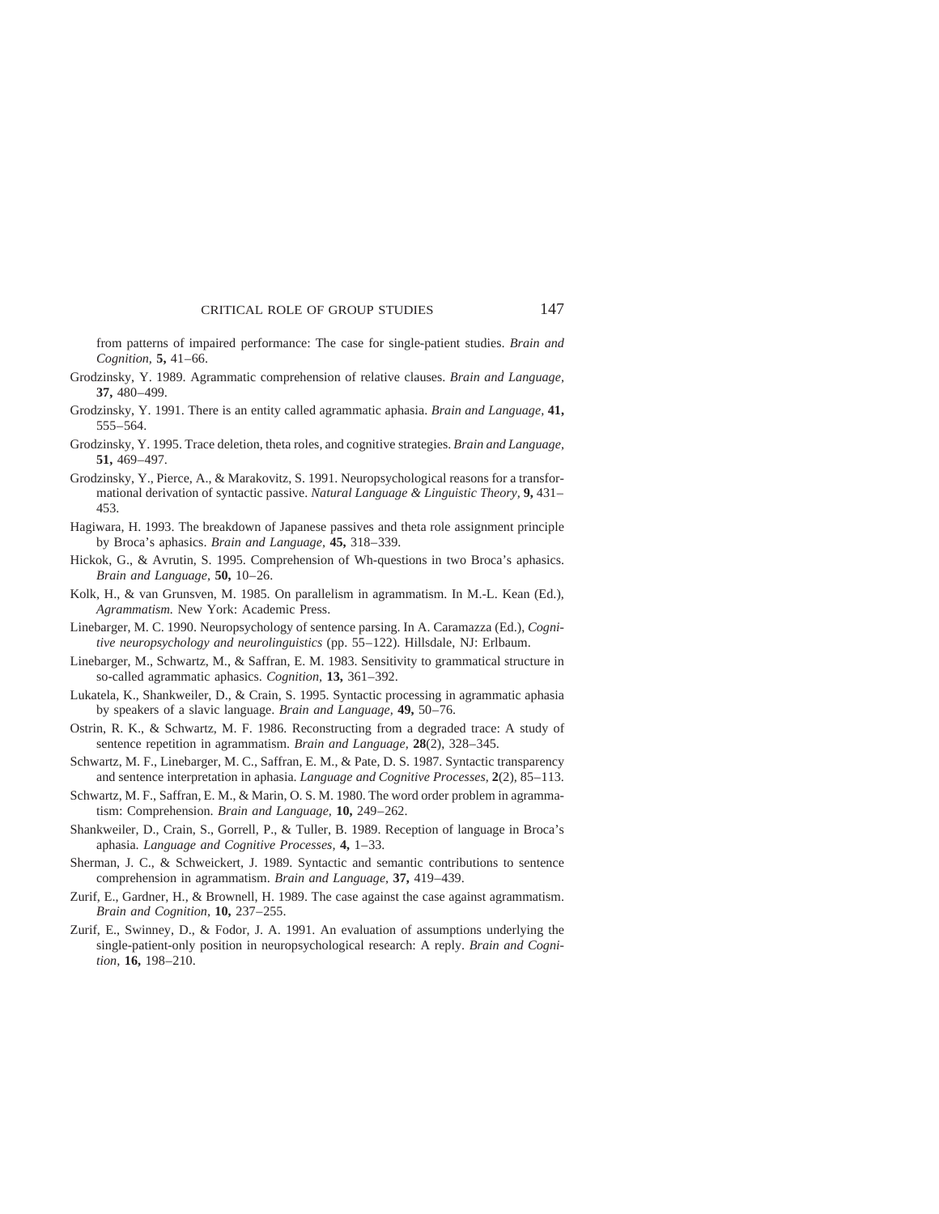from patterns of impaired performance: The case for single-patient studies. *Brain and Cognition,* **5,** 41–66.

Grodzinsky, Y. 1989. Agrammatic comprehension of relative clauses. *Brain and Language,* **37,** 480–499.

Grodzinsky, Y. 1991. There is an entity called agrammatic aphasia. *Brain and Language,* **41,** 555–564.

Grodzinsky, Y. 1995. Trace deletion, theta roles, and cognitive strategies. *Brain and Language,* **51,** 469–497.

Grodzinsky, Y., Pierce, A., & Marakovitz, S. 1991. Neuropsychological reasons for a transformational derivation of syntactic passive. *Natural Language & Linguistic Theory,* **9,** 431–453.

Hagiwara, H. 1993. The breakdown of Japanese passives and theta role assignment principle by Broca's aphasics. *Brain and Language,* **45,** 318–339.

Hickok, G., & Avrutin, S. 1995. Comprehension of Wh-questions in two Broca's aphasics. *Brain and Language,* **50,** 10–26.

Kolk, H., & van Grunsven, M. 1985. On parallelism in agrammatism. In M.-L. Kean (Ed.), *Agrammatism.* New York: Academic Press.

Linebarger, M. C. 1990. Neuropsychology of sentence parsing. In A. Caramazza (Ed.), *Cognitive neuropsychology and neurolinguistics* (pp. 55–122). Hillsdale, NJ: Erlbaum.

Linebarger, M., Schwartz, M., & Saffran, E. M. 1983. Sensitivity to grammatical structure in so-called agrammatic aphasics. *Cognition,* **13,** 361–392.

Lukatela, K., Shankweiler, D., & Crain, S. 1995. Syntactic processing in agrammatic aphasia by speakers of a slavic language. *Brain and Language,* **49,** 50–76.

Ostrin, R. K., & Schwartz, M. F. 1986. Reconstructing from a degraded trace: A study of sentence repetition in agrammatism. *Brain and Language,* **28**(2), 328–345.

Schwartz, M. F., Linebarger, M. C., Saffran, E. M., & Pate, D. S. 1987. Syntactic transparency and sentence interpretation in aphasia. *Language and Cognitive Processes,* **2**(2), 85–113.

Schwartz, M. F., Saffran, E. M., & Marin, O. S. M. 1980. The word order problem in agrammatism: Comprehension. *Brain and Language,* **10,** 249–262.

Shankweiler, D., Crain, S., Gorrell, P., & Tuller, B. 1989. Reception of language in Broca's aphasia. *Language and Cognitive Processes,* **4,** 1–33.

Sherman, J. C., & Schweickert, J. 1989. Syntactic and semantic contributions to sentence comprehension in agrammatism. *Brain and Language,* **37,** 419–439.

Zurif, E., Gardner, H., & Brownell, H. 1989. The case against the case against agrammatism. *Brain and Cognition,* **10,** 237–255.

Zurif, E., Swinney, D., & Fodor, J. A. 1991. An evaluation of assumptions underlying the single-patient-only position in neuropsychological research: A reply. *Brain and Cognition,* **16,** 198–210.